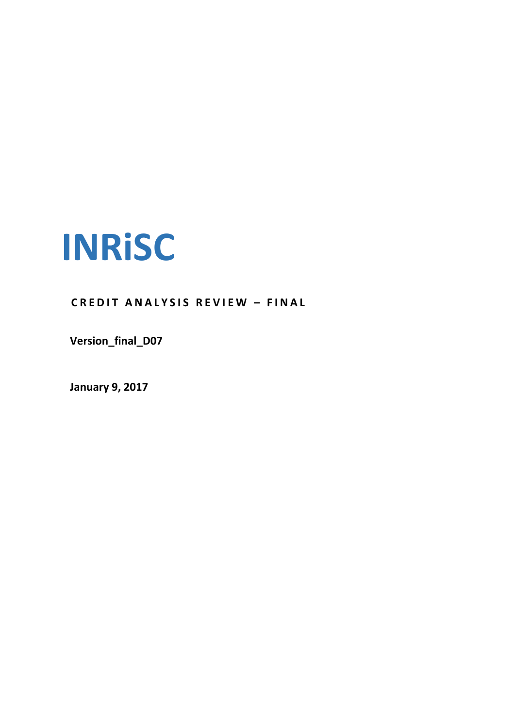# INRiSC

**CREDIT ANALYSIS REVIEW – FINAL**

**Version_final_D07**

**January 9, 2017**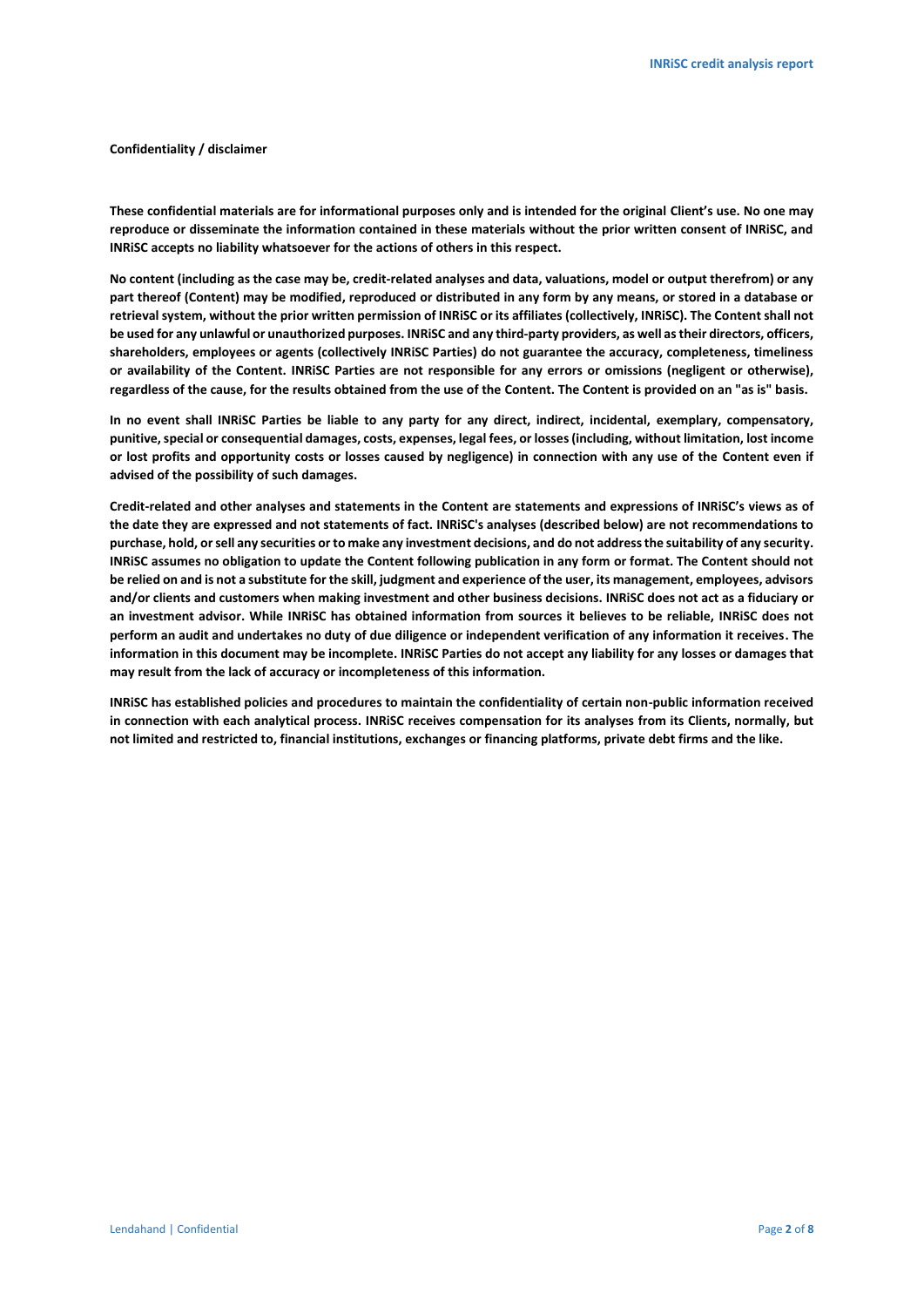**Confidentiality / disclaimer**

**These confidential materials are for informational purposes only and is intended for the original Client's use. No one may reproduce or disseminate the information contained in these materials without the prior written consent of INRiSC, and INRiSC accepts no liability whatsoever for the actions of others in this respect.**

**No content (including as the case may be, credit-related analyses and data, valuations, model or output therefrom) or any part thereof (Content) may be modified, reproduced or distributed in any form by any means, or stored in a database or retrieval system, without the prior written permission of INRiSC or its affiliates (collectively, INRiSC). The Content shall not be used for any unlawful or unauthorized purposes. INRiSC and any third-party providers, as well as their directors, officers, shareholders, employees or agents (collectively INRiSC Parties) do not guarantee the accuracy, completeness, timeliness or availability of the Content. INRiSC Parties are not responsible for any errors or omissions (negligent or otherwise), regardless of the cause, for the results obtained from the use of the Content. The Content is provided on an "as is" basis.**

**In no event shall INRiSC Parties be liable to any party for any direct, indirect, incidental, exemplary, compensatory, punitive, special or consequential damages, costs, expenses, legal fees, or losses (including, without limitation, lost income or lost profits and opportunity costs or losses caused by negligence) in connection with any use of the Content even if advised of the possibility of such damages.**

**Credit-related and other analyses and statements in the Content are statements and expressions of INRiSC's views as of the date they are expressed and not statements of fact. INRiSC's analyses (described below) are not recommendations to purchase, hold, or sell any securities or to make any investment decisions, and do not address the suitability of any security. INRiSC assumes no obligation to update the Content following publication in any form or format. The Content should not be relied on and is not a substitute for the skill, judgment and experience of the user, its management, employees, advisors and/or clients and customers when making investment and other business decisions. INRiSC does not act as a fiduciary or an investment advisor. While INRiSC has obtained information from sources it believes to be reliable, INRiSC does not perform an audit and undertakes no duty of due diligence or independent verification of any information it receives. The information in this document may be incomplete. INRiSC Parties do not accept any liability for any losses or damages that may result from the lack of accuracy or incompleteness of this information.**

**INRiSC has established policies and procedures to maintain the confidentiality of certain non-public information received in connection with each analytical process. INRiSC receives compensation for its analyses from its Clients, normally, but not limited and restricted to, financial institutions, exchanges or financing platforms, private debt firms and the like.**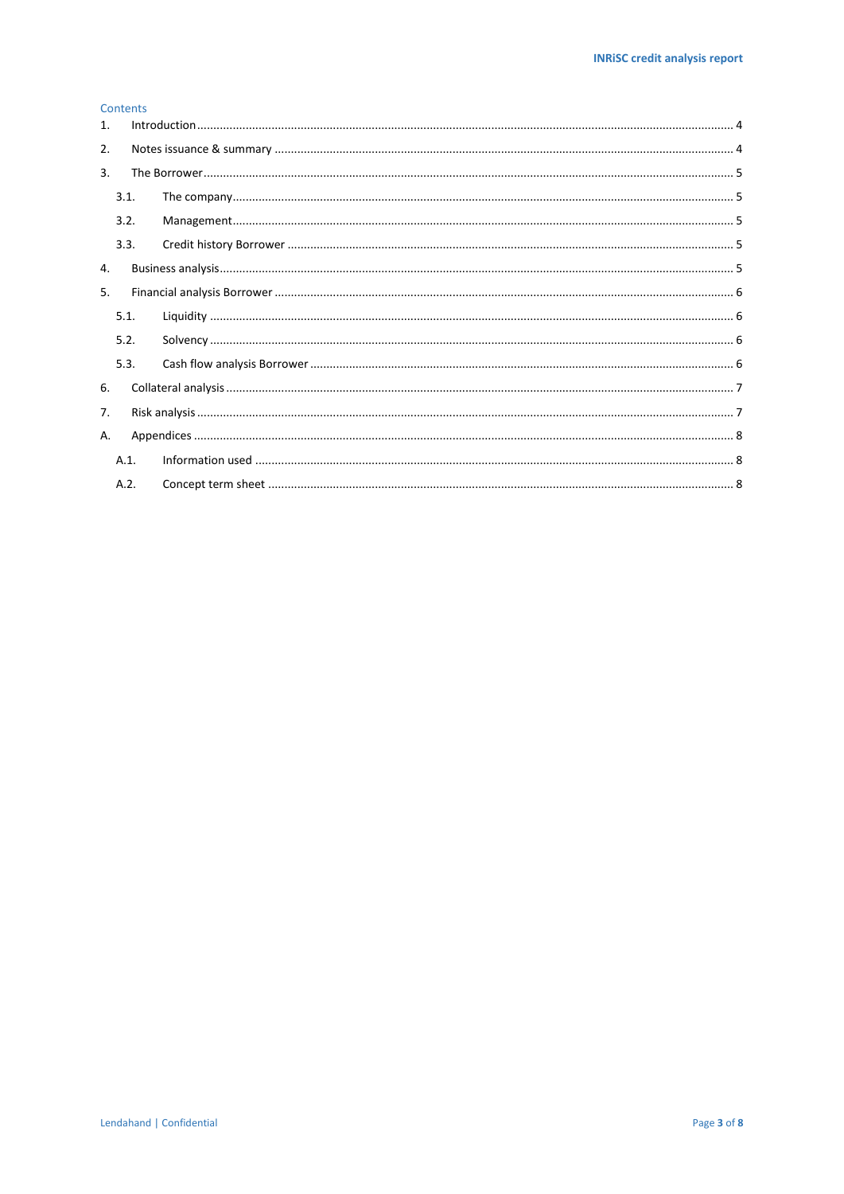Contents

1. Introduction .................................................................................................................................... 4
2. Notes issuance & summary ............................................................................................................ 4
3. The Borrower ................................................................................................................................. 5
   - 3.1. The company ......................................................................................................................... 5
   - 3.2. Management ......................................................................................................................... 5
   - 3.3. Credit history Borrower ........................................................................................................ 5
4. Business analysis ............................................................................................................................ 5
5. Financial analysis Borrower ............................................................................................................ 6
   - 5.1. Liquidity ................................................................................................................................ 6
   - 5.2. Solvency ................................................................................................................................ 6
   - 5.3. Cash flow analysis Borrower ................................................................................................ 6
6. Collateral analysis ........................................................................................................................... 7
7. Risk analysis .................................................................................................................................... 7

A. Appendices ...................................................................................................................................... 8
   - A.1. Information used .................................................................................................................. 8
   - A.2. Concept term sheet .............................................................................................................. 8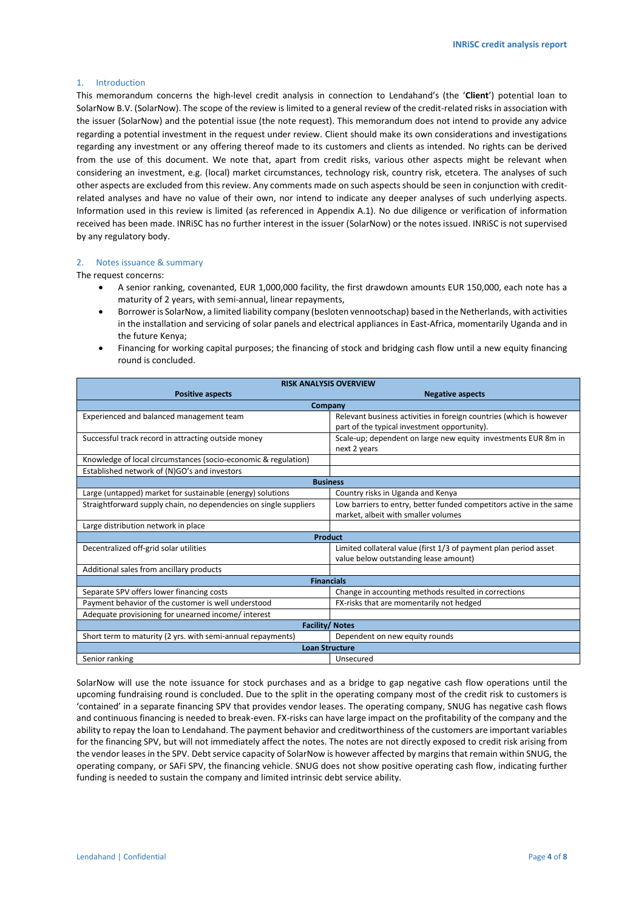## 1. Introduction

This memorandum concerns the high-level credit analysis in connection to Lendahand's (the '**Client**') potential loan to SolarNow B.V. (SolarNow). The scope of the review is limited to a general review of the credit-related risks in association with the issuer (SolarNow) and the potential issue (the note request). This memorandum does not intend to provide any advice regarding a potential investment in the request under review. Client should make its own considerations and investigations regarding any investment or any offering thereof made to its customers and clients as intended. No rights can be derived from the use of this document. We note that, apart from credit risks, various other aspects might be relevant when considering an investment, e.g. (local) market circumstances, technology risk, country risk, etcetera. The analyses of such other aspects are excluded from this review. Any comments made on such aspects should be seen in conjunction with credit-related analyses and have no value of their own, nor intend to indicate any deeper analyses of such underlying aspects. Information used in this review is limited (as referenced in Appendix A.1). No due diligence or verification of information received has been made. INRiSC has no further interest in the issuer (SolarNow) or the notes issued. INRiSC is not supervised by any regulatory body.

## 2. Notes issuance & summary

The request concerns:

- A senior ranking, covenanted, EUR 1,000,000 facility, the first drawdown amounts EUR 150,000, each note has a maturity of 2 years, with semi-annual, linear repayments,
- Borrower is SolarNow, a limited liability company (besloten vennootschap) based in the Netherlands, with activities in the installation and servicing of solar panels and electrical appliances in East-Africa, momentarily Uganda and in the future Kenya;
- Financing for working capital purposes; the financing of stock and bridging cash flow until a new equity financing round is concluded.

| RISK ANALYSIS OVERVIEW | |
|---|---|
| **Positive aspects** | **Negative aspects** |
| **Company** | |
| Experienced and balanced management team | Relevant business activities in foreign countries (which is however part of the typical investment opportunity). |
| Successful track record in attracting outside money | Scale-up; dependent on large new equity investments EUR 8m in next 2 years |
| Knowledge of local circumstances (socio-economic & regulation) | |
| Established network of (N)GO's and investors | |
| **Business** | |
| Large (untapped) market for sustainable (energy) solutions | Country risks in Uganda and Kenya |
| Straightforward supply chain, no dependencies on single suppliers | Low barriers to entry, better funded competitors active in the same market, albeit with smaller volumes |
| Large distribution network in place | |
| **Product** | |
| Decentralized off-grid solar utilities | Limited collateral value (first 1/3 of payment plan period asset value below outstanding lease amount) |
| Additional sales from ancillary products | |
| **Financials** | |
| Separate SPV offers lower financing costs | Change in accounting methods resulted in corrections |
| Payment behavior of the customer is well understood | FX-risks that are momentarily not hedged |
| Adequate provisioning for unearned income/ interest | |
| **Facility/ Notes** | |
| Short term to maturity (2 yrs. with semi-annual repayments) | Dependent on new equity rounds |
| **Loan Structure** | |
| Senior ranking | Unsecured |

SolarNow will use the note issuance for stock purchases and as a bridge to gap negative cash flow operations until the upcoming fundraising round is concluded. Due to the split in the operating company most of the credit risk to customers is 'contained' in a separate financing SPV that provides vendor leases. The operating company, SNUG has negative cash flows and continuous financing is needed to break-even. FX-risks can have large impact on the profitability of the company and the ability to repay the loan to Lendahand. The payment behavior and creditworthiness of the customers are important variables for the financing SPV, but will not immediately affect the notes. The notes are not directly exposed to credit risk arising from the vendor leases in the SPV. Debt service capacity of SolarNow is however affected by margins that remain within SNUG, the operating company, or SAFi SPV, the financing vehicle. SNUG does not show positive operating cash flow, indicating further funding is needed to sustain the company and limited intrinsic debt service ability.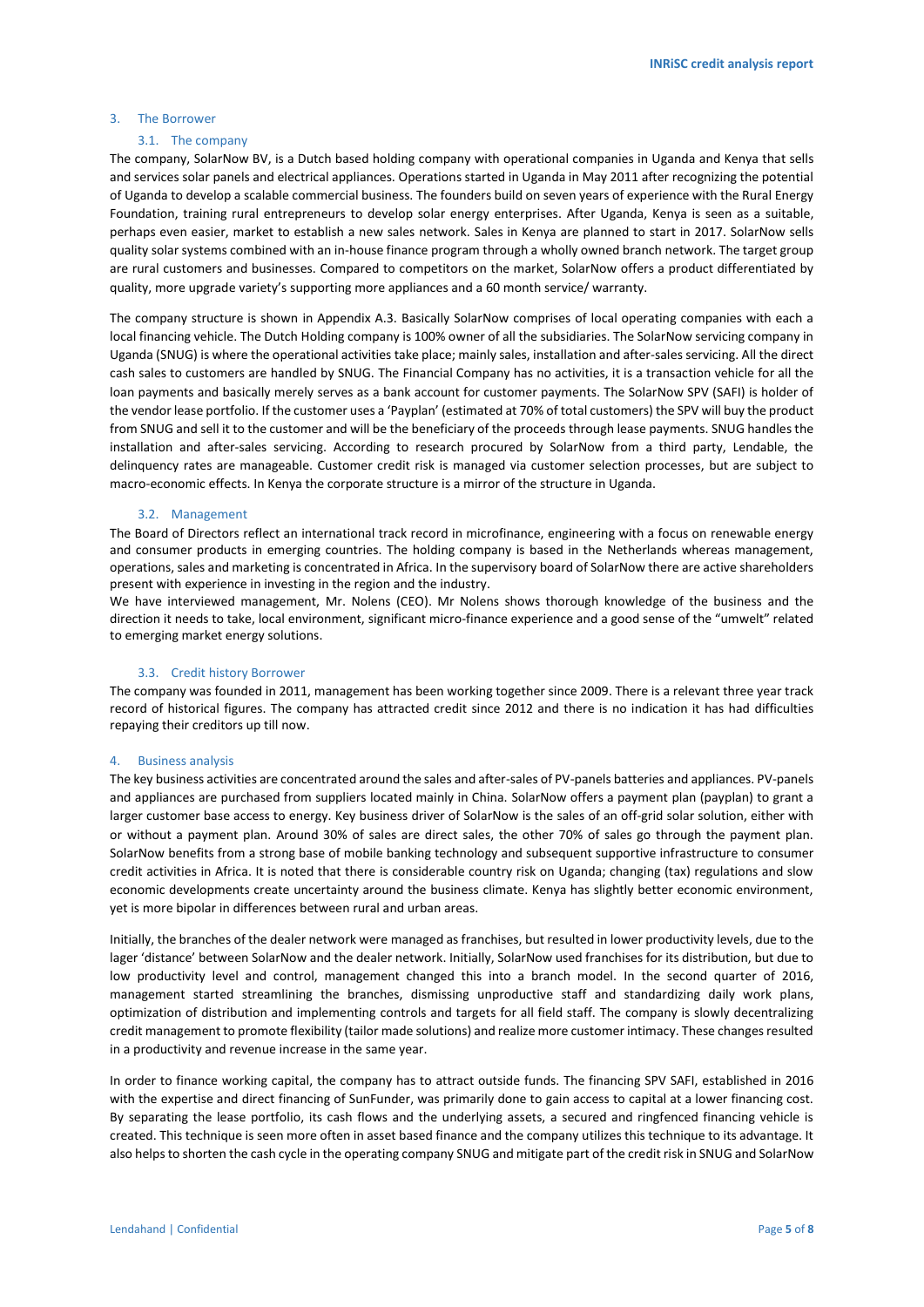## 3. The Borrower

### 3.1. The company

The company, SolarNow BV, is a Dutch based holding company with operational companies in Uganda and Kenya that sells and services solar panels and electrical appliances. Operations started in Uganda in May 2011 after recognizing the potential of Uganda to develop a scalable commercial business. The founders build on seven years of experience with the Rural Energy Foundation, training rural entrepreneurs to develop solar energy enterprises. After Uganda, Kenya is seen as a suitable, perhaps even easier, market to establish a new sales network. Sales in Kenya are planned to start in 2017. SolarNow sells quality solar systems combined with an in-house finance program through a wholly owned branch network. The target group are rural customers and businesses. Compared to competitors on the market, SolarNow offers a product differentiated by quality, more upgrade variety's supporting more appliances and a 60 month service/ warranty.

The company structure is shown in Appendix A.3. Basically SolarNow comprises of local operating companies with each a local financing vehicle. The Dutch Holding company is 100% owner of all the subsidiaries. The SolarNow servicing company in Uganda (SNUG) is where the operational activities take place; mainly sales, installation and after-sales servicing. All the direct cash sales to customers are handled by SNUG. The Financial Company has no activities, it is a transaction vehicle for all the loan payments and basically merely serves as a bank account for customer payments. The SolarNow SPV (SAFI) is holder of the vendor lease portfolio. If the customer uses a 'Payplan' (estimated at 70% of total customers) the SPV will buy the product from SNUG and sell it to the customer and will be the beneficiary of the proceeds through lease payments. SNUG handles the installation and after-sales servicing. According to research procured by SolarNow from a third party, Lendable, the delinquency rates are manageable. Customer credit risk is managed via customer selection processes, but are subject to macro-economic effects. In Kenya the corporate structure is a mirror of the structure in Uganda.

### 3.2. Management

The Board of Directors reflect an international track record in microfinance, engineering with a focus on renewable energy and consumer products in emerging countries. The holding company is based in the Netherlands whereas management, operations, sales and marketing is concentrated in Africa. In the supervisory board of SolarNow there are active shareholders present with experience in investing in the region and the industry.

We have interviewed management, Mr. Nolens (CEO). Mr Nolens shows thorough knowledge of the business and the direction it needs to take, local environment, significant micro-finance experience and a good sense of the "umwelt" related to emerging market energy solutions.

### 3.3. Credit history Borrower

The company was founded in 2011, management has been working together since 2009. There is a relevant three year track record of historical figures. The company has attracted credit since 2012 and there is no indication it has had difficulties repaying their creditors up till now.

## 4. Business analysis

The key business activities are concentrated around the sales and after-sales of PV-panels batteries and appliances. PV-panels and appliances are purchased from suppliers located mainly in China. SolarNow offers a payment plan (payplan) to grant a larger customer base access to energy. Key business driver of SolarNow is the sales of an off-grid solar solution, either with or without a payment plan. Around 30% of sales are direct sales, the other 70% of sales go through the payment plan. SolarNow benefits from a strong base of mobile banking technology and subsequent supportive infrastructure to consumer credit activities in Africa. It is noted that there is considerable country risk on Uganda; changing (tax) regulations and slow economic developments create uncertainty around the business climate. Kenya has slightly better economic environment, yet is more bipolar in differences between rural and urban areas.

Initially, the branches of the dealer network were managed as franchises, but resulted in lower productivity levels, due to the lager 'distance' between SolarNow and the dealer network. Initially, SolarNow used franchises for its distribution, but due to low productivity level and control, management changed this into a branch model. In the second quarter of 2016, management started streamlining the branches, dismissing unproductive staff and standardizing daily work plans, optimization of distribution and implementing controls and targets for all field staff. The company is slowly decentralizing credit management to promote flexibility (tailor made solutions) and realize more customer intimacy. These changes resulted in a productivity and revenue increase in the same year.

In order to finance working capital, the company has to attract outside funds. The financing SPV SAFI, established in 2016 with the expertise and direct financing of SunFunder, was primarily done to gain access to capital at a lower financing cost. By separating the lease portfolio, its cash flows and the underlying assets, a secured and ringfenced financing vehicle is created. This technique is seen more often in asset based finance and the company utilizes this technique to its advantage. It also helps to shorten the cash cycle in the operating company SNUG and mitigate part of the credit risk in SNUG and SolarNow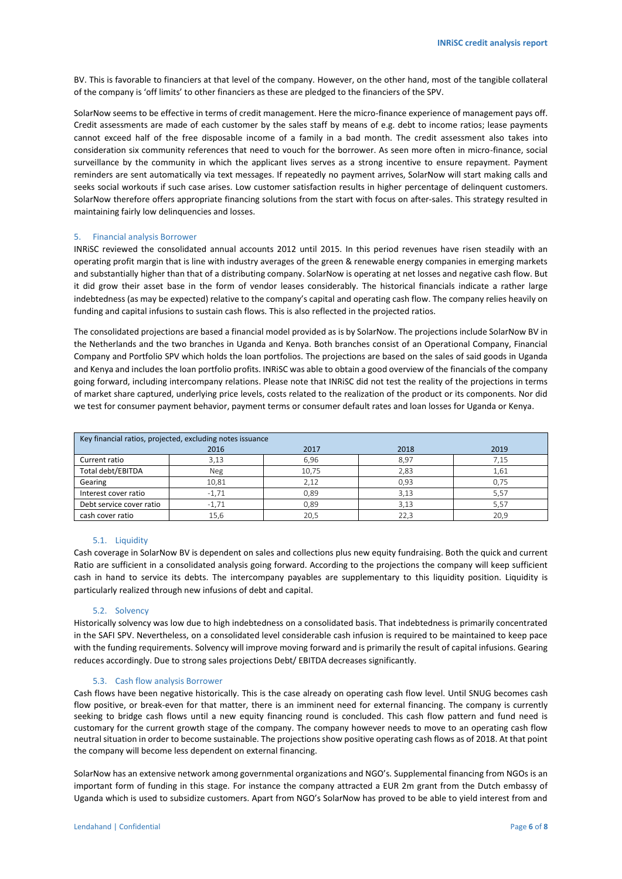BV. This is favorable to financiers at that level of the company. However, on the other hand, most of the tangible collateral of the company is 'off limits' to other financiers as these are pledged to the financiers of the SPV.

SolarNow seems to be effective in terms of credit management. Here the micro-finance experience of management pays off. Credit assessments are made of each customer by the sales staff by means of e.g. debt to income ratios; lease payments cannot exceed half of the free disposable income of a family in a bad month. The credit assessment also takes into consideration six community references that need to vouch for the borrower. As seen more often in micro-finance, social surveillance by the community in which the applicant lives serves as a strong incentive to ensure repayment. Payment reminders are sent automatically via text messages. If repeatedly no payment arrives, SolarNow will start making calls and seeks social workouts if such case arises. Low customer satisfaction results in higher percentage of delinquent customers. SolarNow therefore offers appropriate financing solutions from the start with focus on after-sales. This strategy resulted in maintaining fairly low delinquencies and losses.

## 5. Financial analysis Borrower

INRiSC reviewed the consolidated annual accounts 2012 until 2015. In this period revenues have risen steadily with an operating profit margin that is line with industry averages of the green & renewable energy companies in emerging markets and substantially higher than that of a distributing company. SolarNow is operating at net losses and negative cash flow. But it did grow their asset base in the form of vendor leases considerably. The historical financials indicate a rather large indebtedness (as may be expected) relative to the company's capital and operating cash flow. The company relies heavily on funding and capital infusions to sustain cash flows. This is also reflected in the projected ratios.

The consolidated projections are based a financial model provided as is by SolarNow. The projections include SolarNow BV in the Netherlands and the two branches in Uganda and Kenya. Both branches consist of an Operational Company, Financial Company and Portfolio SPV which holds the loan portfolios. The projections are based on the sales of said goods in Uganda and Kenya and includes the loan portfolio profits. INRiSC was able to obtain a good overview of the financials of the company going forward, including intercompany relations. Please note that INRiSC did not test the reality of the projections in terms of market share captured, underlying price levels, costs related to the realization of the product or its components. Nor did we test for consumer payment behavior, payment terms or consumer default rates and loan losses for Uganda or Kenya.

| Key financial ratios, projected, excluding notes issuance | | | | |
|---|---|---|---|---|
| | 2016 | 2017 | 2018 | 2019 |
| Current ratio | 3,13 | 6,96 | 8,97 | 7,15 |
| Total debt/EBITDA | Neg | 10,75 | 2,83 | 1,61 |
| Gearing | 10,81 | 2,12 | 0,93 | 0,75 |
| Interest cover ratio | -1,71 | 0,89 | 3,13 | 5,57 |
| Debt service cover ratio | -1,71 | 0,89 | 3,13 | 5,57 |
| cash cover ratio | 15,6 | 20,5 | 22,3 | 20,9 |

### 5.1. Liquidity

Cash coverage in SolarNow BV is dependent on sales and collections plus new equity fundraising. Both the quick and current Ratio are sufficient in a consolidated analysis going forward. According to the projections the company will keep sufficient cash in hand to service its debts. The intercompany payables are supplementary to this liquidity position. Liquidity is particularly realized through new infusions of debt and capital.

### 5.2. Solvency

Historically solvency was low due to high indebtedness on a consolidated basis. That indebtedness is primarily concentrated in the SAFI SPV. Nevertheless, on a consolidated level considerable cash infusion is required to be maintained to keep pace with the funding requirements. Solvency will improve moving forward and is primarily the result of capital infusions. Gearing reduces accordingly. Due to strong sales projections Debt/ EBITDA decreases significantly.

### 5.3. Cash flow analysis Borrower

Cash flows have been negative historically. This is the case already on operating cash flow level. Until SNUG becomes cash flow positive, or break-even for that matter, there is an imminent need for external financing. The company is currently seeking to bridge cash flows until a new equity financing round is concluded. This cash flow pattern and fund need is customary for the current growth stage of the company. The company however needs to move to an operating cash flow neutral situation in order to become sustainable. The projections show positive operating cash flows as of 2018. At that point the company will become less dependent on external financing.

SolarNow has an extensive network among governmental organizations and NGO's. Supplemental financing from NGOs is an important form of funding in this stage. For instance the company attracted a EUR 2m grant from the Dutch embassy of Uganda which is used to subsidize customers. Apart from NGO's SolarNow has proved to be able to yield interest from and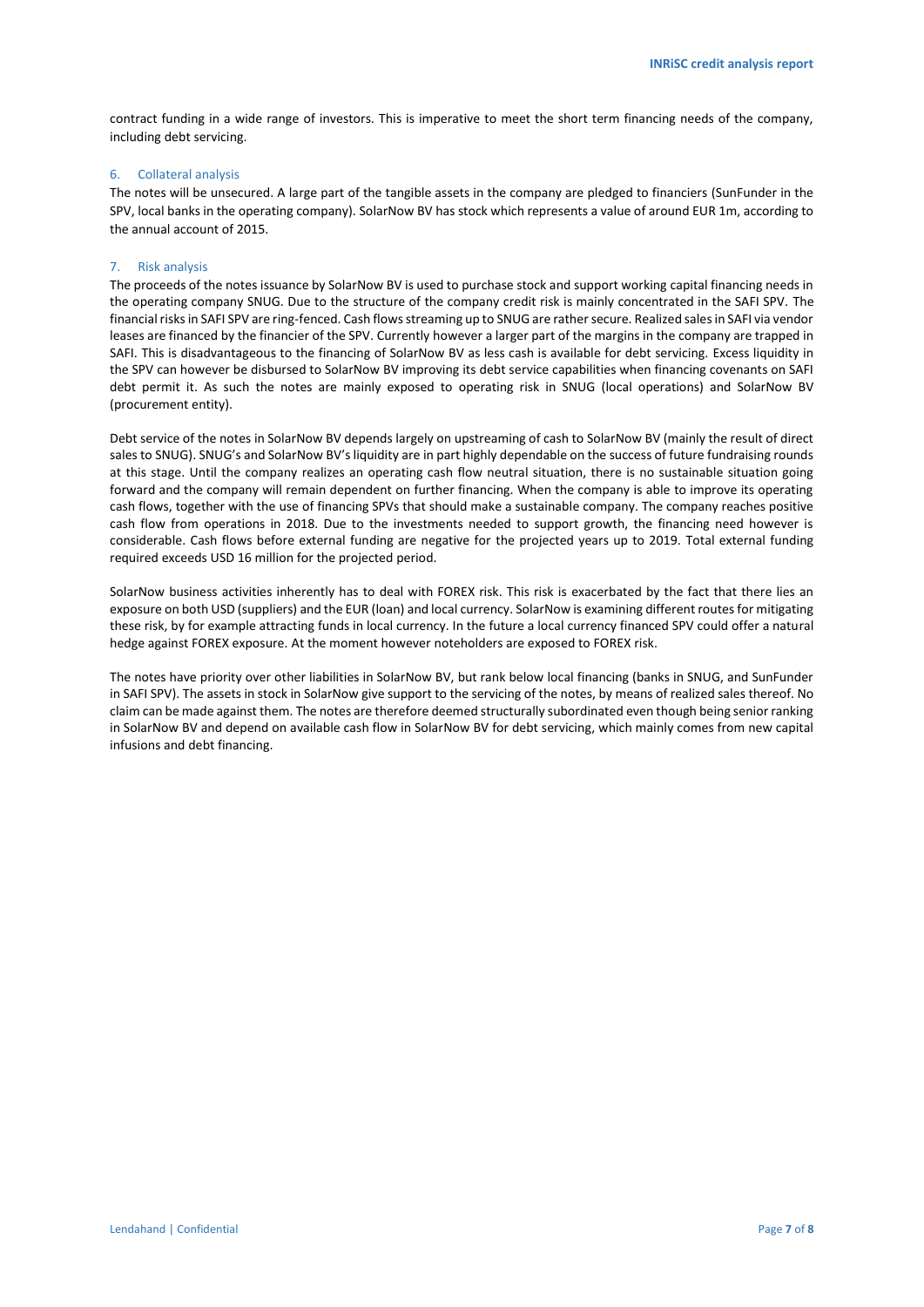contract funding in a wide range of investors. This is imperative to meet the short term financing needs of the company, including debt servicing.

## 6. Collateral analysis

The notes will be unsecured. A large part of the tangible assets in the company are pledged to financiers (SunFunder in the SPV, local banks in the operating company). SolarNow BV has stock which represents a value of around EUR 1m, according to the annual account of 2015.

## 7. Risk analysis

The proceeds of the notes issuance by SolarNow BV is used to purchase stock and support working capital financing needs in the operating company SNUG. Due to the structure of the company credit risk is mainly concentrated in the SAFI SPV. The financial risks in SAFI SPV are ring-fenced. Cash flows streaming up to SNUG are rather secure. Realized sales in SAFI via vendor leases are financed by the financier of the SPV. Currently however a larger part of the margins in the company are trapped in SAFI. This is disadvantageous to the financing of SolarNow BV as less cash is available for debt servicing. Excess liquidity in the SPV can however be disbursed to SolarNow BV improving its debt service capabilities when financing covenants on SAFI debt permit it. As such the notes are mainly exposed to operating risk in SNUG (local operations) and SolarNow BV (procurement entity).

Debt service of the notes in SolarNow BV depends largely on upstreaming of cash to SolarNow BV (mainly the result of direct sales to SNUG). SNUG's and SolarNow BV's liquidity are in part highly dependable on the success of future fundraising rounds at this stage. Until the company realizes an operating cash flow neutral situation, there is no sustainable situation going forward and the company will remain dependent on further financing. When the company is able to improve its operating cash flows, together with the use of financing SPVs that should make a sustainable company. The company reaches positive cash flow from operations in 2018. Due to the investments needed to support growth, the financing need however is considerable. Cash flows before external funding are negative for the projected years up to 2019. Total external funding required exceeds USD 16 million for the projected period.

SolarNow business activities inherently has to deal with FOREX risk. This risk is exacerbated by the fact that there lies an exposure on both USD (suppliers) and the EUR (loan) and local currency. SolarNow is examining different routes for mitigating these risk, by for example attracting funds in local currency. In the future a local currency financed SPV could offer a natural hedge against FOREX exposure. At the moment however noteholders are exposed to FOREX risk.

The notes have priority over other liabilities in SolarNow BV, but rank below local financing (banks in SNUG, and SunFunder in SAFI SPV). The assets in stock in SolarNow give support to the servicing of the notes, by means of realized sales thereof. No claim can be made against them. The notes are therefore deemed structurally subordinated even though being senior ranking in SolarNow BV and depend on available cash flow in SolarNow BV for debt servicing, which mainly comes from new capital infusions and debt financing.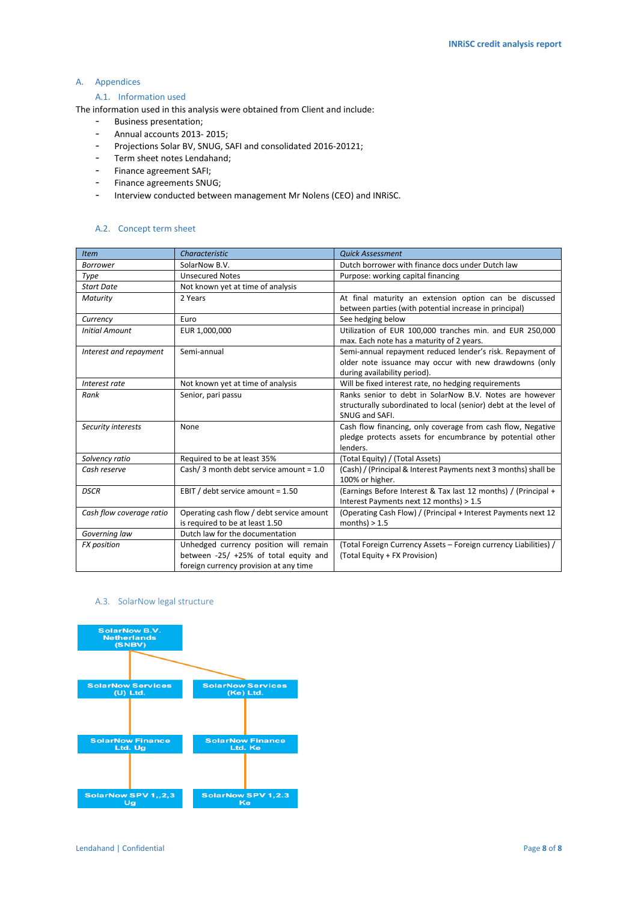# A. Appendices

## A.1. Information used

The information used in this analysis were obtained from Client and include:

- Business presentation;
- Annual accounts 2013- 2015;
- Projections Solar BV, SNUG, SAFI and consolidated 2016-20121;
- Term sheet notes Lendahand;
- Finance agreement SAFI;
- Finance agreements SNUG;
- Interview conducted between management Mr Nolens (CEO) and INRiSC.

## A.2. Concept term sheet

| *Item* | *Characteristic* | *Quick Assessment* |
|---|---|---|
| *Borrower* | SolarNow B.V. | Dutch borrower with finance docs under Dutch law |
| *Type* | Unsecured Notes | Purpose: working capital financing |
| *Start Date* | Not known yet at time of analysis | |
| *Maturity* | 2 Years | At final maturity an extension option can be discussed between parties (with potential increase in principal) |
| *Currency* | Euro | See hedging below |
| *Initial Amount* | EUR 1,000,000 | Utilization of EUR 100,000 tranches min. and EUR 250,000 max. Each note has a maturity of 2 years. |
| *Interest and repayment* | Semi-annual | Semi-annual repayment reduced lender's risk. Repayment of older note issuance may occur with new drawdowns (only during availability period). |
| *Interest rate* | Not known yet at time of analysis | Will be fixed interest rate, no hedging requirements |
| *Rank* | Senior, pari passu | Ranks senior to debt in SolarNow B.V. Notes are however structurally subordinated to local (senior) debt at the level of SNUG and SAFI. |
| *Security interests* | None | Cash flow financing, only coverage from cash flow, Negative pledge protects assets for encumbrance by potential other lenders. |
| *Solvency ratio* | Required to be at least 35% | (Total Equity) / (Total Assets) |
| *Cash reserve* | Cash/ 3 month debt service amount = 1.0 | (Cash) / (Principal & Interest Payments next 3 months) shall be 100% or higher. |
| *DSCR* | EBIT / debt service amount = 1.50 | (Earnings Before Interest & Tax last 12 months) / (Principal + Interest Payments next 12 months) > 1.5 |
| *Cash flow coverage ratio* | Operating cash flow / debt service amount is required to be at least 1.50 | (Operating Cash Flow) / (Principal + Interest Payments next 12 months) > 1.5 |
| *Governing law* | Dutch law for the documentation | |
| *FX position* | Unhedged currency position will remain between -25/ +25% of total equity and foreign currency provision at any time | (Total Foreign Currency Assets – Foreign currency Liabilities) / (Total Equity + FX Provision) |

## A.3. SolarNow legal structure

SolarNow B.V. Netherlands (SNBV)

SolarNow Services (U) Ltd.

SolarNow Services (Ke) Ltd.

SolarNow Finance Ltd. Ug

SolarNow Finance Ltd. Ke

SolarNow SPV 1,,2,3 Ug

SolarNow SPV 1,2.3 Ke